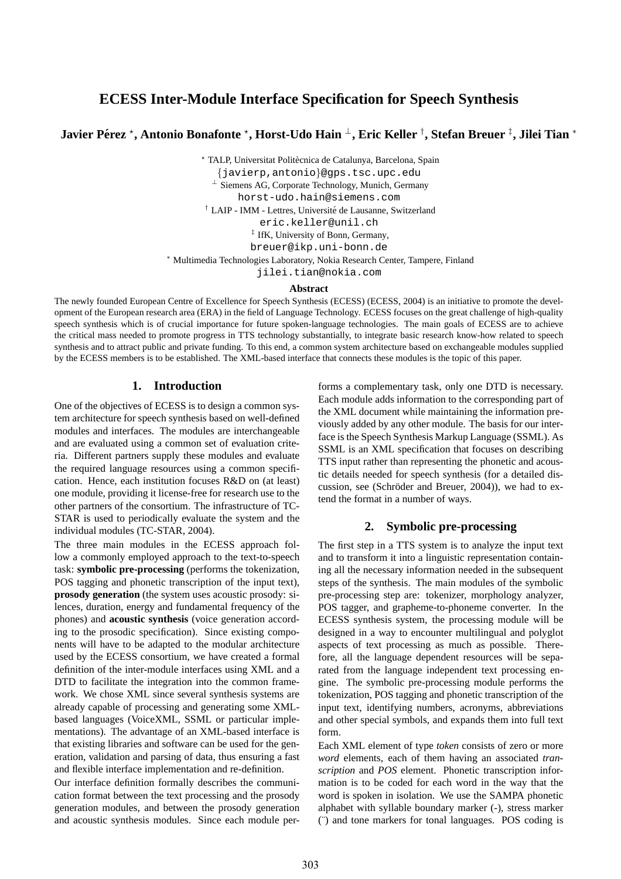# ECESS Inter-Module Interface Specification for Speech Synthesis

**Javier Pérez [⋆], Antonio Bonafonte [⋆], Horst-Udo Hain [⊥], Eric Keller [†], Stefan Breuer [‡], Jilei Tian [∗]**

[⋆] TALP, Universitat Politècnica de Catalunya, Barcelona, Spain
{javierp,antonio}@gps.tsc.upc.edu
[⊥] Siemens AG, Corporate Technology, Munich, Germany
horst-udo.hain@siemens.com
[†] LAIP - IMM - Lettres, Université de Lausanne, Switzerland
eric.keller@unil.ch
[‡] IfK, University of Bonn, Germany,
breuer@ikp.uni-bonn.de
[∗] Multimedia Technologies Laboratory, Nokia Research Center, Tampere, Finland
jilei.tian@nokia.com

**Abstract**

The newly founded European Centre of Excellence for Speech Synthesis (ECESS) (ECESS, 2004) is an initiative to promote the development of the European research area (ERA) in the field of Language Technology. ECESS focuses on the great challenge of high-quality speech synthesis which is of crucial importance for future spoken-language technologies. The main goals of ECESS are to achieve the critical mass needed to promote progress in TTS technology substantially, to integrate basic research know-how related to speech synthesis and to attract public and private funding. To this end, a common system architecture based on exchangeable modules supplied by the ECESS members is to be established. The XML-based interface that connects these modules is the topic of this paper.

## 1. Introduction

One of the objectives of ECESS is to design a common system architecture for speech synthesis based on well-defined modules and interfaces. The modules are interchangeable and are evaluated using a common set of evaluation criteria. Different partners supply these modules and evaluate the required language resources using a common specification. Hence, each institution focuses R&D on (at least) one module, providing it license-free for research use to the other partners of the consortium. The infrastructure of TC-STAR is used to periodically evaluate the system and the individual modules (TC-STAR, 2004).

The three main modules in the ECESS approach follow a commonly employed approach to the text-to-speech task: **symbolic pre-processing** (performs the tokenization, POS tagging and phonetic transcription of the input text), **prosody generation** (the system uses acoustic prosody: silences, duration, energy and fundamental frequency of the phones) and **acoustic synthesis** (voice generation according to the prosodic specification). Since existing components will have to be adapted to the modular architecture used by the ECESS consortium, we have created a formal definition of the inter-module interfaces using XML and a DTD to facilitate the integration into the common framework. We chose XML since several synthesis systems are already capable of processing and generating some XML-based languages (VoiceXML, SSML or particular implementations). The advantage of an XML-based interface is that existing libraries and software can be used for the generation, validation and parsing of data, thus ensuring a fast and flexible interface implementation and re-definition.

Our interface definition formally describes the communication format between the text processing and the prosody generation modules, and between the prosody generation and acoustic synthesis modules. Since each module performs a complementary task, only one DTD is necessary. Each module adds information to the corresponding part of the XML document while maintaining the information previously added by any other module. The basis for our interface is the Speech Synthesis Markup Language (SSML). As SSML is an XML specification that focuses on describing TTS input rather than representing the phonetic and acoustic details needed for speech synthesis (for a detailed discussion, see (Schröder and Breuer, 2004)), we had to extend the format in a number of ways.

## 2. Symbolic pre-processing

The first step in a TTS system is to analyze the input text and to transform it into a linguistic representation containing all the necessary information needed in the subsequent steps of the synthesis. The main modules of the symbolic pre-processing step are: tokenizer, morphology analyzer, POS tagger, and grapheme-to-phoneme converter. In the ECESS synthesis system, the processing module will be designed in a way to encounter multilingual and polyglot aspects of text processing as much as possible. Therefore, all the language dependent resources will be separated from the language independent text processing engine. The symbolic pre-processing module performs the tokenization, POS tagging and phonetic transcription of the input text, identifying numbers, acronyms, abbreviations and other special symbols, and expands them into full text form.

Each XML element of type *token* consists of zero or more *word* elements, each of them having an associated *transcription* and *POS* element. Phonetic transcription information is to be coded for each word in the way that the word is spoken in isolation. We use the SAMPA phonetic alphabet with syllable boundary marker (-), stress marker (¨) and tone markers for tonal languages. POS coding is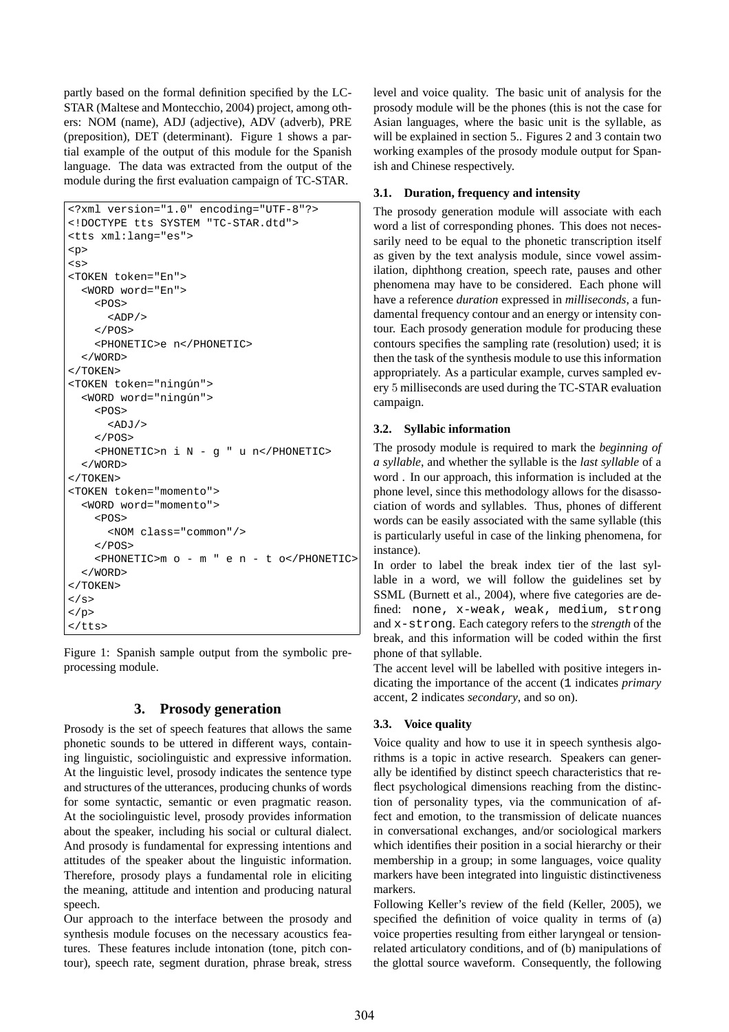partly based on the formal definition specified by the LC-STAR (Maltese and Montecchio, 2004) project, among others: NOM (name), ADJ (adjective), ADV (adverb), PRE (preposition), DET (determinant). Figure 1 shows a partial example of the output of this module for the Spanish language. The data was extracted from the output of the module during the first evaluation campaign of TC-STAR.

```
<?xml version="1.0" encoding="UTF-8"?>
<!DOCTYPE tts SYSTEM "TC-STAR.dtd">
<tts xml:lang="es">
<p>
<s>
<TOKEN token="En">
  <WORD word="En">
    <POS>
      <ADP/>
    </POS>
    <PHONETIC>e n</PHONETIC>
  </WORD>
</TOKEN>
<TOKEN token="ningún">
  <WORD word="ningún">
    <POS>
      <ADJ/>
    </POS>
    <PHONETIC>n i N - g " u n</PHONETIC>
  </WORD>
</TOKEN>
<TOKEN token="momento">
  <WORD word="momento">
    <POS>
      <NOM class="common"/>
    </POS>
    <PHONETIC>m o - m " e n - t o</PHONETIC>
  </WORD>
</TOKEN>
</s>
</p>
</tts>
```

Figure 1: Spanish sample output from the symbolic preprocessing module.

## 3. Prosody generation

Prosody is the set of speech features that allows the same phonetic sounds to be uttered in different ways, containing linguistic, sociolinguistic and expressive information. At the linguistic level, prosody indicates the sentence type and structures of the utterances, producing chunks of words for some syntactic, semantic or even pragmatic reason. At the sociolinguistic level, prosody provides information about the speaker, including his social or cultural dialect. And prosody is fundamental for expressing intentions and attitudes of the speaker about the linguistic information. Therefore, prosody plays a fundamental role in eliciting the meaning, attitude and intention and producing natural speech.

Our approach to the interface between the prosody and synthesis module focuses on the necessary acoustics features. These features include intonation (tone, pitch contour), speech rate, segment duration, phrase break, stress level and voice quality. The basic unit of analysis for the prosody module will be the phones (this is not the case for Asian languages, where the basic unit is the syllable, as will be explained in section 5.. Figures 2 and 3 contain two working examples of the prosody module output for Spanish and Chinese respectively.

### 3.1. Duration, frequency and intensity

The prosody generation module will associate with each word a list of corresponding phones. This does not necessarily need to be equal to the phonetic transcription itself as given by the text analysis module, since vowel assimilation, diphthong creation, speech rate, pauses and other phenomena may have to be considered. Each phone will have a reference *duration* expressed in *milliseconds*, a fundamental frequency contour and an energy or intensity contour. Each prosody generation module for producing these contours specifies the sampling rate (resolution) used; it is then the task of the synthesis module to use this information appropriately. As a particular example, curves sampled every 5 milliseconds are used during the TC-STAR evaluation campaign.

### 3.2. Syllabic information

The prosody module is required to mark the *beginning of a syllable*, and whether the syllable is the *last syllable* of a word . In our approach, this information is included at the phone level, since this methodology allows for the disassociation of words and syllables. Thus, phones of different words can be easily associated with the same syllable (this is particularly useful in case of the linking phenomena, for instance).

In order to label the break index tier of the last syllable in a word, we will follow the guidelines set by SSML (Burnett et al., 2004), where five categories are defined: `none, x-weak, weak, medium, strong` and `x-strong`. Each category refers to the *strength* of the break, and this information will be coded within the first phone of that syllable.

The accent level will be labelled with positive integers indicating the importance of the accent (`1` indicates *primary* accent, `2` indicates *secondary*, and so on).

### 3.3. Voice quality

Voice quality and how to use it in speech synthesis algorithms is a topic in active research. Speakers can generally be identified by distinct speech characteristics that reflect psychological dimensions reaching from the distinction of personality types, via the communication of affect and emotion, to the transmission of delicate nuances in conversational exchanges, and/or sociological markers which identifies their position in a social hierarchy or their membership in a group; in some languages, voice quality markers have been integrated into linguistic distinctiveness markers.

Following Keller's review of the field (Keller, 2005), we specified the definition of voice quality in terms of (a) voice properties resulting from either laryngeal or tension-related articulatory conditions, and of (b) manipulations of the glottal source waveform. Consequently, the following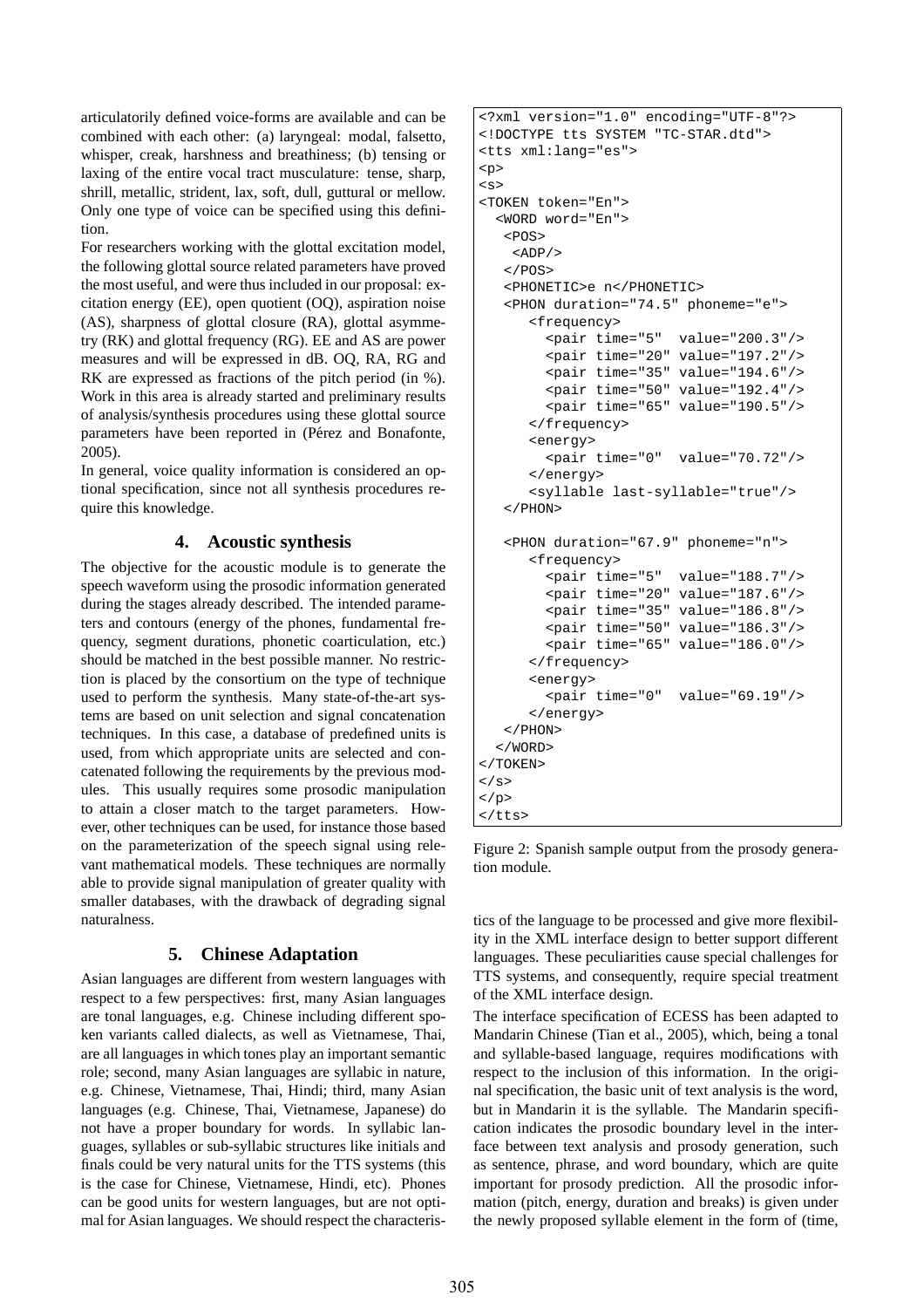articulatorily defined voice-forms are available and can be combined with each other: (a) laryngeal: modal, falsetto, whisper, creak, harshness and breathiness; (b) tensing or laxing of the entire vocal tract musculature: tense, sharp, shrill, metallic, strident, lax, soft, dull, guttural or mellow. Only one type of voice can be specified using this definition.

For researchers working with the glottal excitation model, the following glottal source related parameters have proved the most useful, and were thus included in our proposal: excitation energy (EE), open quotient (OQ), aspiration noise (AS), sharpness of glottal closure (RA), glottal asymmetry (RK) and glottal frequency (RG). EE and AS are power measures and will be expressed in dB. OQ, RA, RG and RK are expressed as fractions of the pitch period (in %). Work in this area is already started and preliminary results of analysis/synthesis procedures using these glottal source parameters have been reported in (Pérez and Bonafonte, 2005).

In general, voice quality information is considered an optional specification, since not all synthesis procedures require this knowledge.

## 4. Acoustic synthesis

The objective for the acoustic module is to generate the speech waveform using the prosodic information generated during the stages already described. The intended parameters and contours (energy of the phones, fundamental frequency, segment durations, phonetic coarticulation, etc.) should be matched in the best possible manner. No restriction is placed by the consortium on the type of technique used to perform the synthesis. Many state-of-the-art systems are based on unit selection and signal concatenation techniques. In this case, a database of predefined units is used, from which appropriate units are selected and concatenated following the requirements by the previous modules. This usually requires some prosodic manipulation to attain a closer match to the target parameters. However, other techniques can be used, for instance those based on the parameterization of the speech signal using relevant mathematical models. These techniques are normally able to provide signal manipulation of greater quality with smaller databases, with the drawback of degrading signal naturalness.

## 5. Chinese Adaptation

Asian languages are different from western languages with respect to a few perspectives: first, many Asian languages are tonal languages, e.g. Chinese including different spoken variants called dialects, as well as Vietnamese, Thai, are all languages in which tones play an important semantic role; second, many Asian languages are syllabic in nature, e.g. Chinese, Vietnamese, Thai, Hindi; third, many Asian languages (e.g. Chinese, Thai, Vietnamese, Japanese) do not have a proper boundary for words. In syllabic languages, syllables or sub-syllabic structures like initials and finals could be very natural units for the TTS systems (this is the case for Chinese, Vietnamese, Hindi, etc). Phones can be good units for western languages, but are not optimal for Asian languages. We should respect the characteristics of the language to be processed and give more flexibility in the XML interface design to better support different languages. These peculiarities cause special challenges for TTS systems, and consequently, require special treatment of the XML interface design.

```
<?xml version="1.0" encoding="UTF-8"?>
<!DOCTYPE tts SYSTEM "TC-STAR.dtd">
<tts xml:lang="es">
<p>
<s>
<TOKEN token="En">
  <WORD word="En">
   <POS>
    <ADP/>
   </POS>
   <PHONETIC>e n</PHONETIC>
   <PHON duration="74.5" phoneme="e">
      <frequency>
        <pair time="5"  value="200.3"/>
        <pair time="20" value="197.2"/>
        <pair time="35" value="194.6"/>
        <pair time="50" value="192.4"/>
        <pair time="65" value="190.5"/>
      </frequency>
      <energy>
        <pair time="0"  value="70.72"/>
      </energy>
      <syllable last-syllable="true"/>
   </PHON>

   <PHON duration="67.9" phoneme="n">
      <frequency>
        <pair time="5"  value="188.7"/>
        <pair time="20" value="187.6"/>
        <pair time="35" value="186.8"/>
        <pair time="50" value="186.3"/>
        <pair time="65" value="186.0"/>
      </frequency>
      <energy>
        <pair time="0"  value="69.19"/>
      </energy>
   </PHON>
  </WORD>
</TOKEN>
</s>
</p>
</tts>
```

Figure 2: Spanish sample output from the prosody generation module.

The interface specification of ECESS has been adapted to Mandarin Chinese (Tian et al., 2005), which, being a tonal and syllable-based language, requires modifications with respect to the inclusion of this information. In the original specification, the basic unit of text analysis is the word, but in Mandarin it is the syllable. The Mandarin specification indicates the prosodic boundary level in the interface between text analysis and prosody generation, such as sentence, phrase, and word boundary, which are quite important for prosody prediction. All the prosodic information (pitch, energy, duration and breaks) is given under the newly proposed syllable element in the form of (time,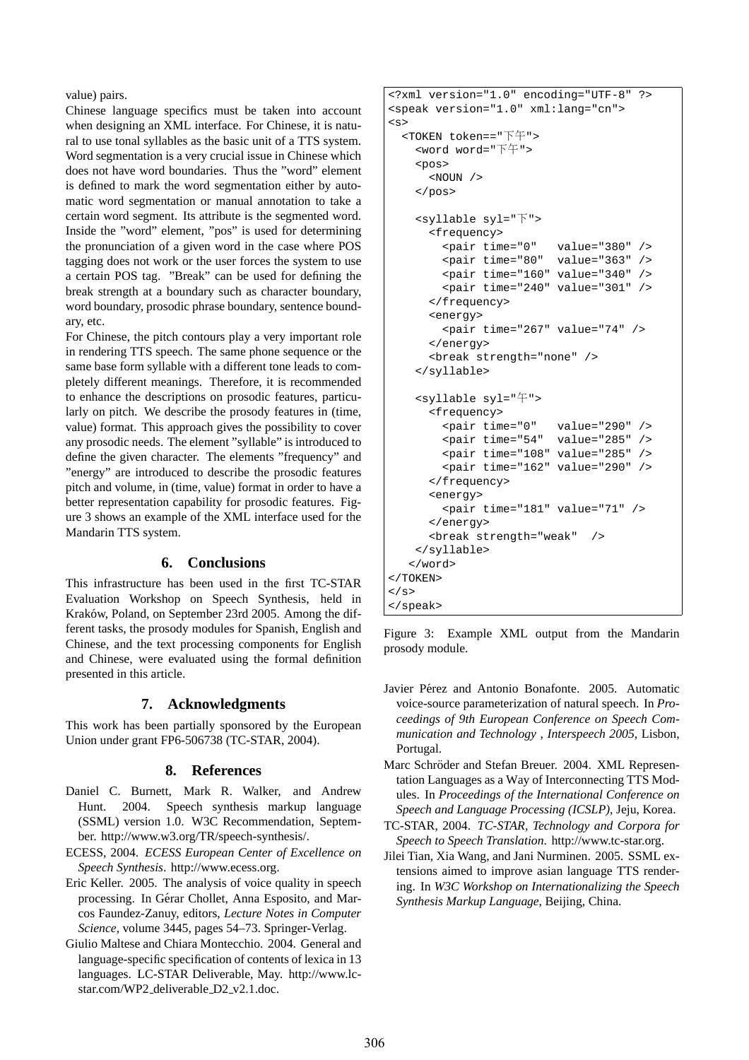value) pairs.

Chinese language specifics must be taken into account when designing an XML interface. For Chinese, it is natural to use tonal syllables as the basic unit of a TTS system. Word segmentation is a very crucial issue in Chinese which does not have word boundaries. Thus the "word" element is defined to mark the word segmentation either by automatic word segmentation or manual annotation to take a certain word segment. Its attribute is the segmented word. Inside the "word" element, "pos" is used for determining the pronunciation of a given word in the case where POS tagging does not work or the user forces the system to use a certain POS tag. "Break" can be used for defining the break strength at a boundary such as character boundary, word boundary, prosodic phrase boundary, sentence boundary, etc.

For Chinese, the pitch contours play a very important role in rendering TTS speech. The same phone sequence or the same base form syllable with a different tone leads to completely different meanings. Therefore, it is recommended to enhance the descriptions on prosodic features, particularly on pitch. We describe the prosody features in (time, value) format. This approach gives the possibility to cover any prosodic needs. The element "syllable" is introduced to define the given character. The elements "frequency" and "energy" are introduced to describe the prosodic features pitch and volume, in (time, value) format in order to have a better representation capability for prosodic features. Figure 3 shows an example of the XML interface used for the Mandarin TTS system.

```
<?xml version="1.0" encoding="UTF-8" ?>
<speak version="1.0" xml:lang="cn">
<s>
  <TOKEN token=="下午">
    <word word="下午">
    <pos>
      <NOUN />
    </pos>

    <syllable syl="下">
      <frequency>
        <pair time="0"   value="380" />
        <pair time="80"  value="363" />
        <pair time="160" value="340" />
        <pair time="240" value="301" />
      </frequency>
      <energy>
        <pair time="267" value="74" />
      </energy>
      <break strength="none" />
    </syllable>

    <syllable syl="午">
      <frequency>
        <pair time="0"   value="290" />
        <pair time="54"  value="285" />
        <pair time="108" value="285" />
        <pair time="162" value="290" />
      </frequency>
      <energy>
        <pair time="181" value="71" />
      </energy>
      <break strength="weak"  />
    </syllable>
   </word>
</TOKEN>
</s>
</speak>
```

Figure 3: Example XML output from the Mandarin prosody module.

## 6. Conclusions

This infrastructure has been used in the first TC-STAR Evaluation Workshop on Speech Synthesis, held in Kraków, Poland, on September 23rd 2005. Among the different tasks, the prosody modules for Spanish, English and Chinese, and the text processing components for English and Chinese, were evaluated using the formal definition presented in this article.

## 7. Acknowledgments

This work has been partially sponsored by the European Union under grant FP6-506738 (TC-STAR, 2004).

## 8. References

Daniel C. Burnett, Mark R. Walker, and Andrew Hunt. 2004. Speech synthesis markup language (SSML) version 1.0. W3C Recommendation, September. http://www.w3.org/TR/speech-synthesis/.

ECESS, 2004. *ECESS European Center of Excellence on Speech Synthesis*. http://www.ecess.org.

Eric Keller. 2005. The analysis of voice quality in speech processing. In Gérar Chollet, Anna Esposito, and Marcos Faundez-Zanuy, editors, *Lecture Notes in Computer Science*, volume 3445, pages 54–73. Springer-Verlag.

Giulio Maltese and Chiara Montecchio. 2004. General and language-specific specification of contents of lexica in 13 languages. LC-STAR Deliverable, May. http://www.lc-star.com/WP2_deliverable_D2_v2.1.doc.

Javier Pérez and Antonio Bonafonte. 2005. Automatic voice-source parameterization of natural speech. In *Proceedings of 9th European Conference on Speech Communication and Technology , Interspeech 2005*, Lisbon, Portugal.

Marc Schröder and Stefan Breuer. 2004. XML Representation Languages as a Way of Interconnecting TTS Modules. In *Proceedings of the International Conference on Speech and Language Processing (ICSLP)*, Jeju, Korea.

TC-STAR, 2004. *TC-STAR, Technology and Corpora for Speech to Speech Translation*. http://www.tc-star.org.

Jilei Tian, Xia Wang, and Jani Nurminen. 2005. SSML extensions aimed to improve asian language TTS rendering. In *W3C Workshop on Internationalizing the Speech Synthesis Markup Language*, Beijing, China.